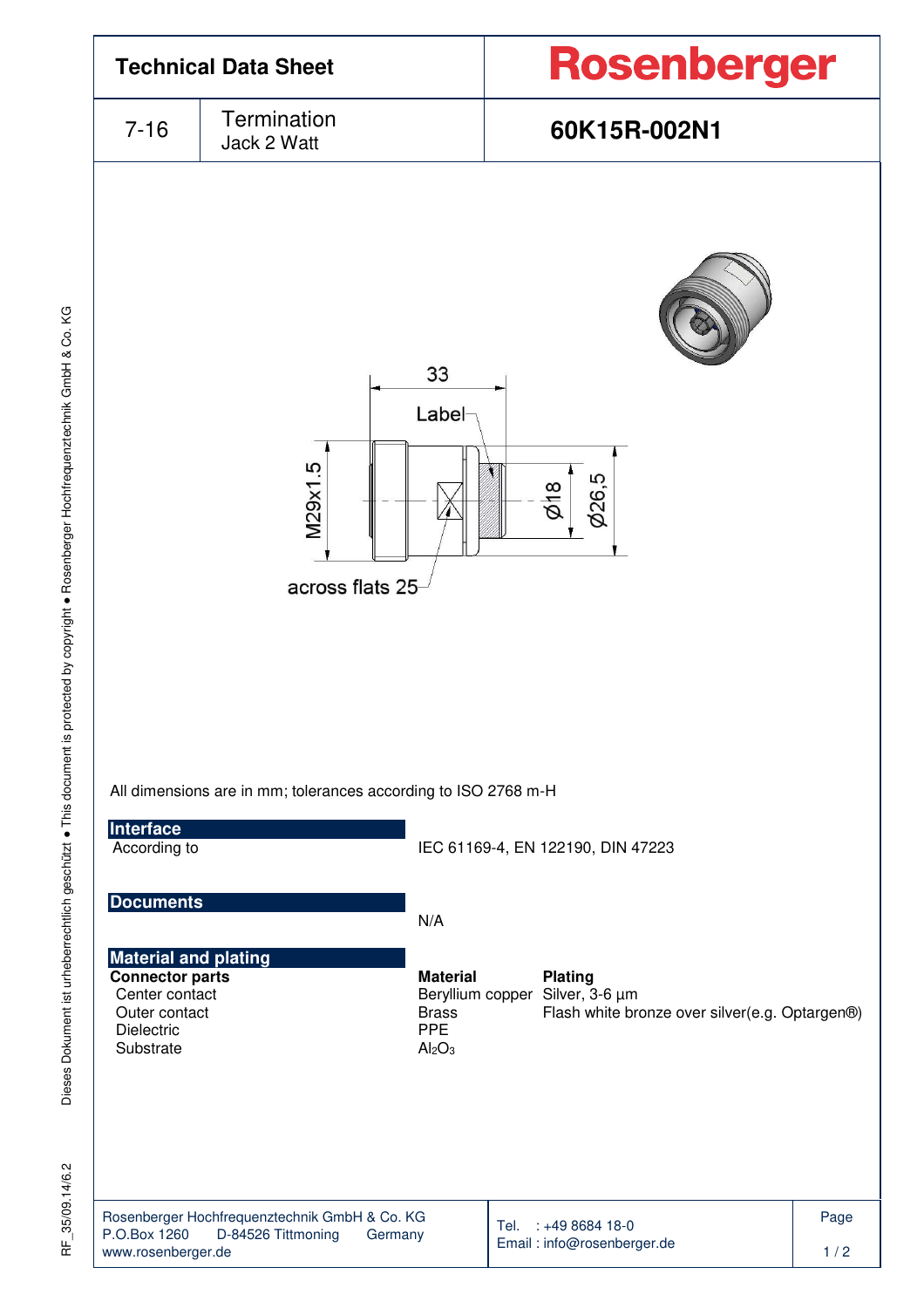# Technical Data Sheet

**Rosenberger**

| 7-16 | Termination Jack 2 Watt | **60K15R-002N1** |
|---|---|---|

33

Label

M29x1.5

Ø18

Ø26,5

across flats 25

All dimensions are in mm; tolerances according to ISO 2768 m-H

## Interface

| | |
|---|---|
| According to | IEC 61169-4, EN 122190, DIN 47223 |

## Documents

N/A

## Material and plating

| **Connector parts** | **Material** | **Plating** |
|---|---|---|
| Center contact | Beryllium copper | Silver, 3-6 µm |
| Outer contact | Brass | Flash white bronze over silver(e.g. Optargen®) |
| Dielectric | PPE | |
| Substrate | $Al_2O_3$ | |

Rosenberger Hochfrequenztechnik GmbH & Co. KG
P.O.Box 1260 D-84526 Tittmoning Germany
www.rosenberger.de

Tel. : +49 8684 18-0
Email : info@rosenberger.de

RF_35/09.14/6.2

Dieses Dokument ist urheberrechtlich geschützt ● This document is protected by copyright ● Rosenberger Hochfrequenztechnik GmbH & Co. KG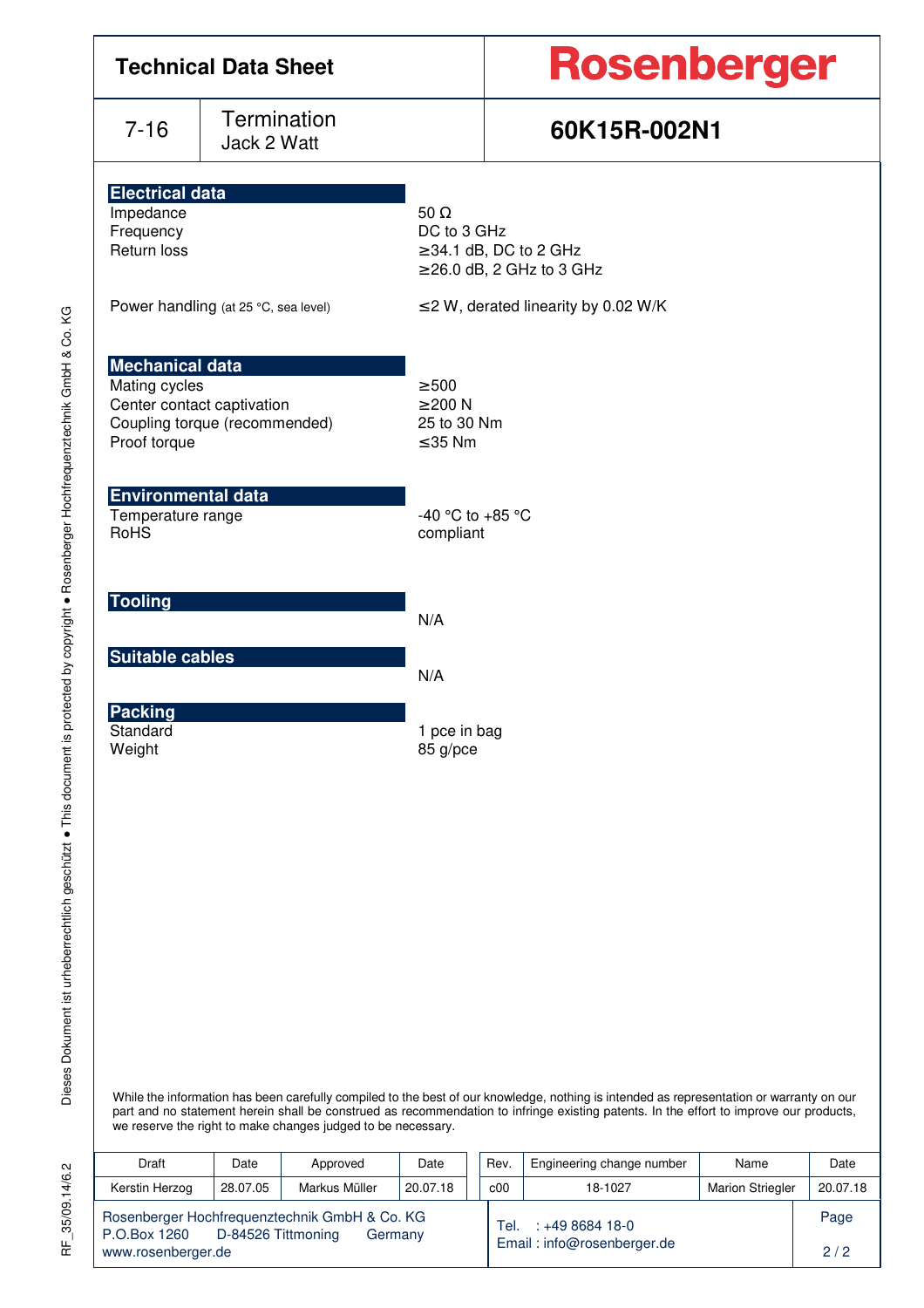# Technical Data Sheet

**Rosenberger**

| 7-16 | Termination<br>Jack 2 Watt | **60K15R-002N1** |
|---|---|---|

## Electrical data

| | |
|---|---|
| Impedance | 50 Ω |
| Frequency | DC to 3 GHz |
| Return loss | ≥34.1 dB, DC to 2 GHz<br>≥26.0 dB, 2 GHz to 3 GHz |
| Power handling (at 25 °C, sea level) | ≤2 W, derated linearity by 0.02 W/K |

## Mechanical data

| | |
|---|---|
| Mating cycles | ≥500 |
| Center contact captivation | ≥200 N |
| Coupling torque (recommended) | 25 to 30 Nm |
| Proof torque | ≤35 Nm |

## Environmental data

| | |
|---|---|
| Temperature range | -40 °C to +85 °C |
| RoHS | compliant |

## Tooling

N/A

## Suitable cables

N/A

## Packing

| | |
|---|---|
| Standard | 1 pce in bag |
| Weight | 85 g/pce |

While the information has been carefully compiled to the best of our knowledge, nothing is intended as representation or warranty on our part and no statement herein shall be construed as recommendation to infringe existing patents. In the effort to improve our products, we reserve the right to make changes judged to be necessary.

| Draft | Date | Approved | Date | Rev. | Engineering change number | Name | Date |
|---|---|---|---|---|---|---|---|
| Kerstin Herzog | 28.07.05 | Markus Müller | 20.07.18 | c00 | 18-1027 | Marion Striegler | 20.07.18 |

Rosenberger Hochfrequenztechnik GmbH & Co. KG
P.O.Box 1260 D-84526 Tittmoning Germany
www.rosenberger.de

Tel. : +49 8684 18-0
Email : info@rosenberger.de

Dieses Dokument ist urheberrechtlich geschützt • This document is protected by copyright • Rosenberger Hochfrequenztechnik GmbH & Co. KG

RF_35/09.14/6.2